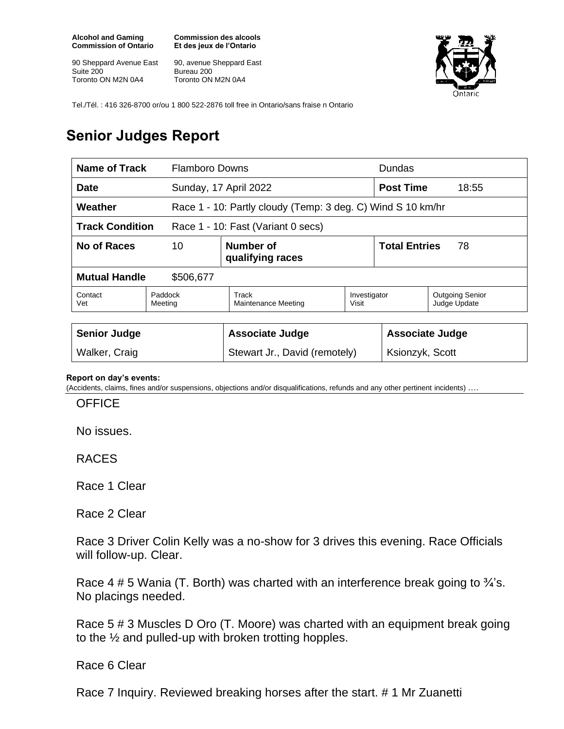**Alcohol and Gaming Commission of Ontario**

90 Sheppard Avenue East
Suite 200
Toronto ON M2N 0A4

**Commission des alcools Et des jeux de l'Ontario**

90, avenue Sheppard East
Bureau 200
Toronto ON M2N 0A4

Tel./Tél. : 416 326-8700 or/ou 1 800 522-2876 toll free in Ontario/sans fraise n Ontario

# Senior Judges Report

| **Name of Track** | Flamboro Downs | | | Dundas | |
|---|---|---|---|---|---|
| **Date** | Sunday, 17 April 2022 | | | **Post Time** | 18:55 |
| **Weather** | Race 1 - 10: Partly cloudy (Temp: 3 deg. C) Wind S 10 km/hr | | | | |
| **Track Condition** | Race 1 - 10: Fast (Variant 0 secs) | | | | |
| **No of Races** | 10 | **Number of qualifying races** | | **Total Entries** | 78 |
| **Mutual Handle** | $506,677 | | | | |
| Contact Vet | Paddock Meeting | Track Maintenance Meeting | Investigator Visit | Outgoing Senior Judge Update | |

| **Senior Judge** | **Associate Judge** | **Associate Judge** |
|---|---|---|
| Walker, Craig | Stewart Jr., David (remotely) | Ksionzyk, Scott |

**Report on day's events:**
(Accidents, claims, fines and/or suspensions, objections and/or disqualifications, refunds and any other pertinent incidents) ….

OFFICE

No issues.

RACES

Race 1 Clear

Race 2 Clear

Race 3 Driver Colin Kelly was a no-show for 3 drives this evening. Race Officials will follow-up. Clear.

Race 4 # 5 Wania (T. Borth) was charted with an interference break going to ¾'s. No placings needed.

Race 5 # 3 Muscles D Oro (T. Moore) was charted with an equipment break going to the ½ and pulled-up with broken trotting hopples.

Race 6 Clear

Race 7 Inquiry. Reviewed breaking horses after the start. # 1 Mr Zuanetti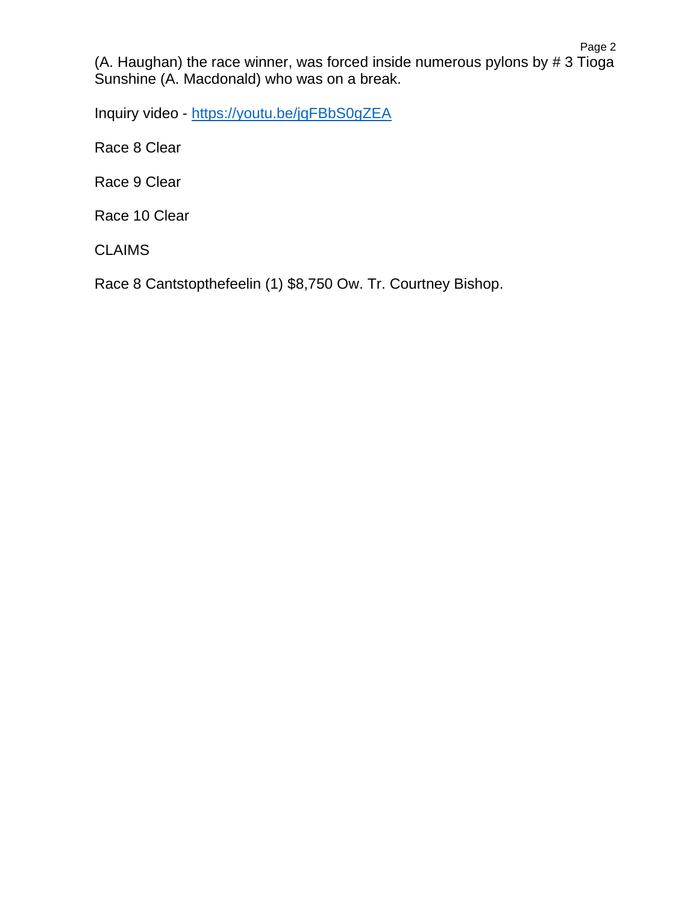(A. Haughan) the race winner, was forced inside numerous pylons by # 3 Tioga Sunshine (A. Macdonald) who was on a break.

Inquiry video - https://youtu.be/jqFBbS0gZEA

Race 8 Clear

Race 9 Clear

Race 10 Clear

CLAIMS

Race 8 Cantstopthefeelin (1) $8,750 Ow. Tr. Courtney Bishop.